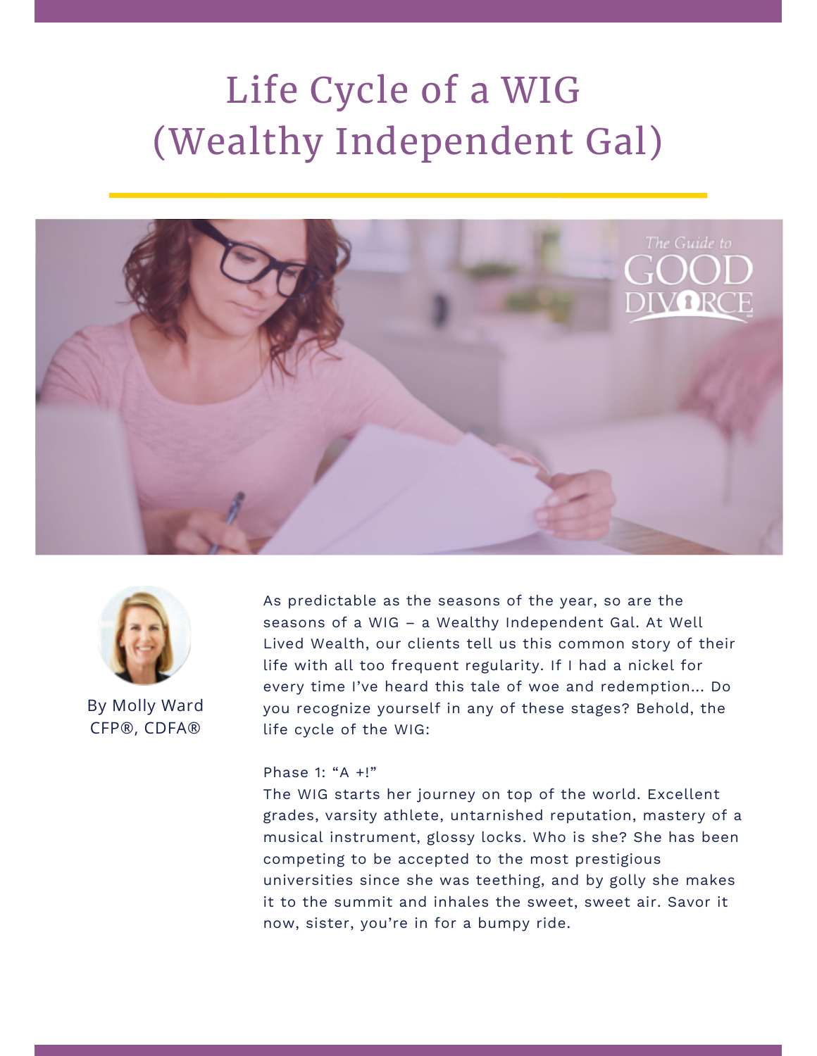# Life Cycle of a WIG (Wealthy Independent Gal)

By Molly Ward
CFP®, CDFA®

As predictable as the seasons of the year, so are the seasons of a WIG – a Wealthy Independent Gal. At Well Lived Wealth, our clients tell us this common story of their life with all too frequent regularity. If I had a nickel for every time I've heard this tale of woe and redemption... Do you recognize yourself in any of these stages? Behold, the life cycle of the WIG:

Phase 1: "A +!"

The WIG starts her journey on top of the world. Excellent grades, varsity athlete, untarnished reputation, mastery of a musical instrument, glossy locks. Who is she? She has been competing to be accepted to the most prestigious universities since she was teething, and by golly she makes it to the summit and inhales the sweet, sweet air. Savor it now, sister, you're in for a bumpy ride.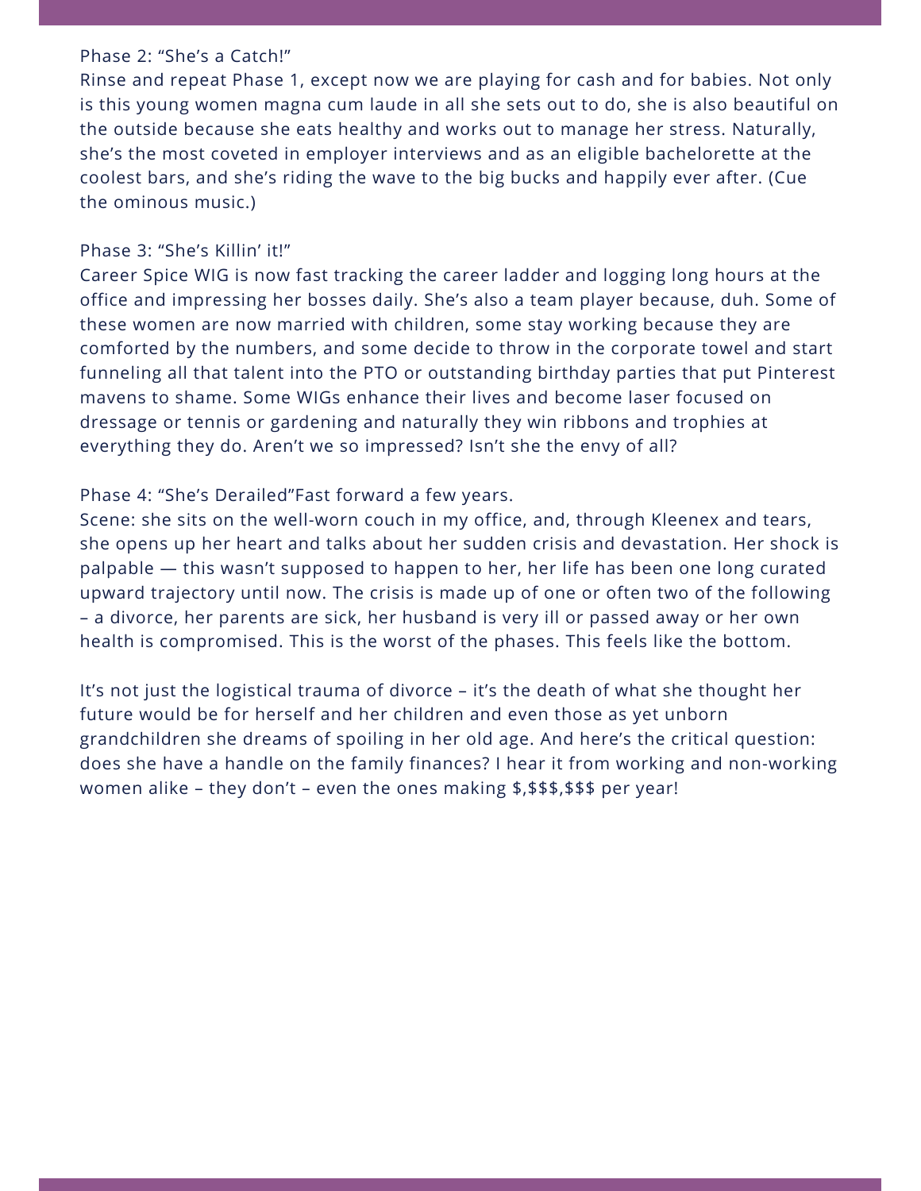Phase 2: "She's a Catch!"
Rinse and repeat Phase 1, except now we are playing for cash and for babies. Not only is this young women magna cum laude in all she sets out to do, she is also beautiful on the outside because she eats healthy and works out to manage her stress. Naturally, she's the most coveted in employer interviews and as an eligible bachelorette at the coolest bars, and she's riding the wave to the big bucks and happily ever after. (Cue the ominous music.)

Phase 3: "She's Killin' it!"
Career Spice WIG is now fast tracking the career ladder and logging long hours at the office and impressing her bosses daily. She's also a team player because, duh. Some of these women are now married with children, some stay working because they are comforted by the numbers, and some decide to throw in the corporate towel and start funneling all that talent into the PTO or outstanding birthday parties that put Pinterest mavens to shame. Some WIGs enhance their lives and become laser focused on dressage or tennis or gardening and naturally they win ribbons and trophies at everything they do. Aren't we so impressed? Isn't she the envy of all?

Phase 4: "She's Derailed"Fast forward a few years.
Scene: she sits on the well-worn couch in my office, and, through Kleenex and tears, she opens up her heart and talks about her sudden crisis and devastation. Her shock is palpable — this wasn't supposed to happen to her, her life has been one long curated upward trajectory until now. The crisis is made up of one or often two of the following – a divorce, her parents are sick, her husband is very ill or passed away or her own health is compromised. This is the worst of the phases. This feels like the bottom.

It's not just the logistical trauma of divorce – it's the death of what she thought her future would be for herself and her children and even those as yet unborn grandchildren she dreams of spoiling in her old age. And here's the critical question: does she have a handle on the family finances? I hear it from working and non-working women alike – they don't – even the ones making $,$$$,$$$ per year!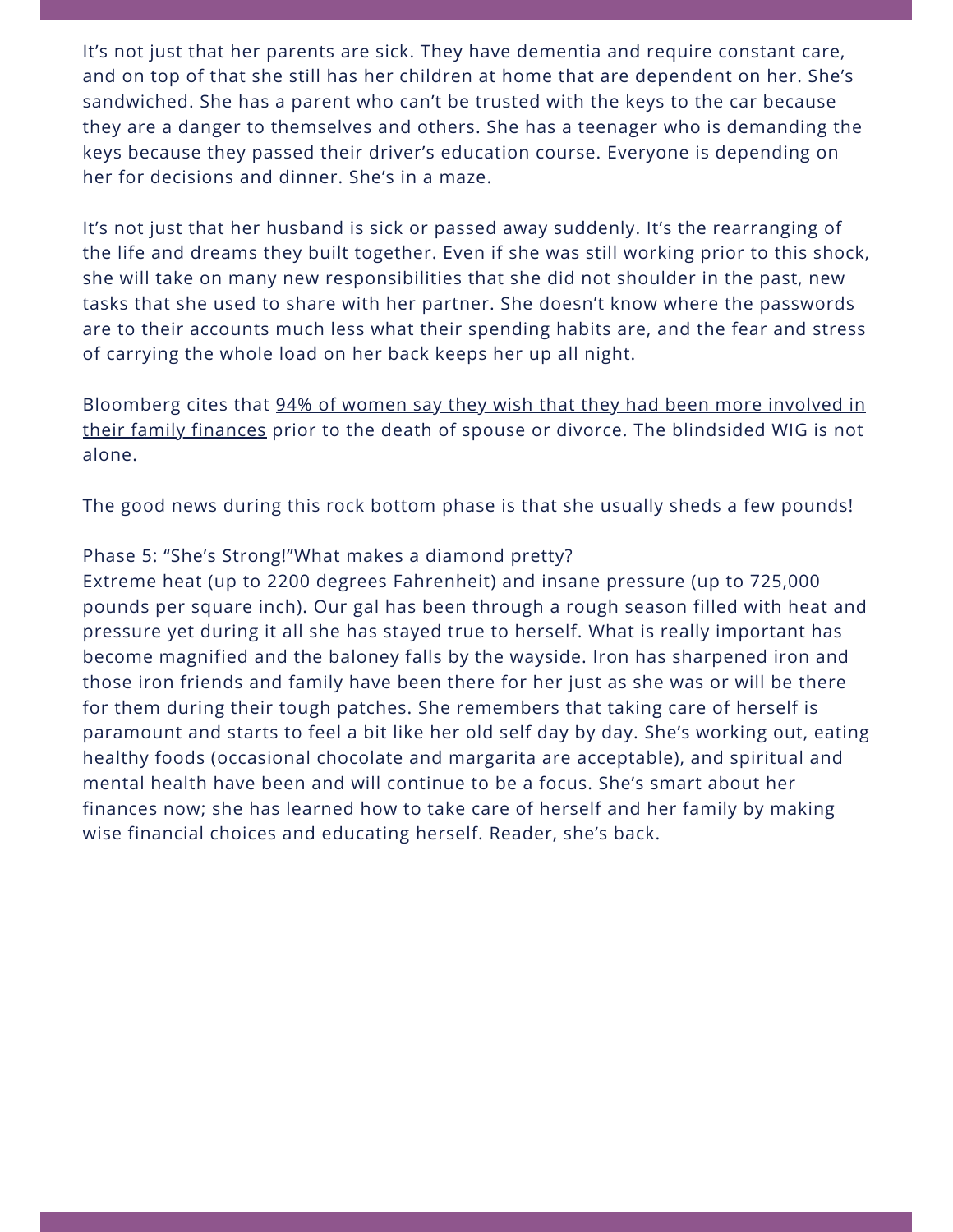It's not just that her parents are sick. They have dementia and require constant care, and on top of that she still has her children at home that are dependent on her. She's sandwiched. She has a parent who can't be trusted with the keys to the car because they are a danger to themselves and others. She has a teenager who is demanding the keys because they passed their driver's education course. Everyone is depending on her for decisions and dinner. She's in a maze.

It's not just that her husband is sick or passed away suddenly. It's the rearranging of the life and dreams they built together. Even if she was still working prior to this shock, she will take on many new responsibilities that she did not shoulder in the past, new tasks that she used to share with her partner. She doesn't know where the passwords are to their accounts much less what their spending habits are, and the fear and stress of carrying the whole load on her back keeps her up all night.

Bloomberg cites that 94% of women say they wish that they had been more involved in their family finances prior to the death of spouse or divorce. The blindsided WIG is not alone.

The good news during this rock bottom phase is that she usually sheds a few pounds!

Phase 5: "She's Strong!"What makes a diamond pretty?
Extreme heat (up to 2200 degrees Fahrenheit) and insane pressure (up to 725,000 pounds per square inch). Our gal has been through a rough season filled with heat and pressure yet during it all she has stayed true to herself. What is really important has become magnified and the baloney falls by the wayside. Iron has sharpened iron and those iron friends and family have been there for her just as she was or will be there for them during their tough patches. She remembers that taking care of herself is paramount and starts to feel a bit like her old self day by day. She's working out, eating healthy foods (occasional chocolate and margarita are acceptable), and spiritual and mental health have been and will continue to be a focus. She's smart about her finances now; she has learned how to take care of herself and her family by making wise financial choices and educating herself. Reader, she's back.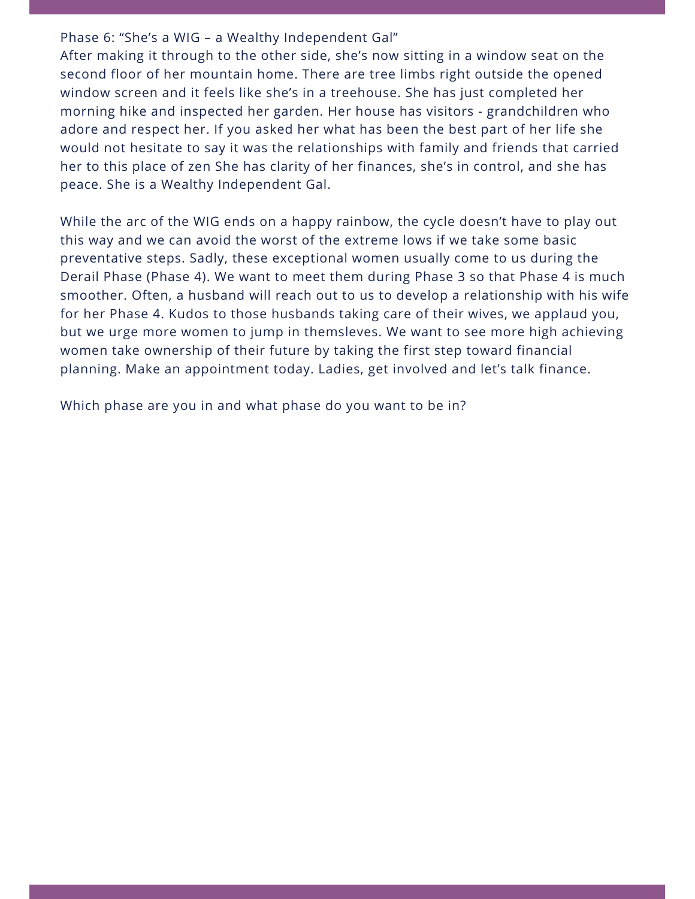Phase 6: "She's a WIG – a Wealthy Independent Gal"

After making it through to the other side, she's now sitting in a window seat on the second floor of her mountain home. There are tree limbs right outside the opened window screen and it feels like she's in a treehouse. She has just completed her morning hike and inspected her garden. Her house has visitors - grandchildren who adore and respect her. If you asked her what has been the best part of her life she would not hesitate to say it was the relationships with family and friends that carried her to this place of zen She has clarity of her finances, she's in control, and she has peace. She is a Wealthy Independent Gal.

While the arc of the WIG ends on a happy rainbow, the cycle doesn't have to play out this way and we can avoid the worst of the extreme lows if we take some basic preventative steps. Sadly, these exceptional women usually come to us during the Derail Phase (Phase 4). We want to meet them during Phase 3 so that Phase 4 is much smoother. Often, a husband will reach out to us to develop a relationship with his wife for her Phase 4. Kudos to those husbands taking care of their wives, we applaud you, but we urge more women to jump in themsleves. We want to see more high achieving women take ownership of their future by taking the first step toward financial planning. Make an appointment today. Ladies, get involved and let's talk finance.

Which phase are you in and what phase do you want to be in?